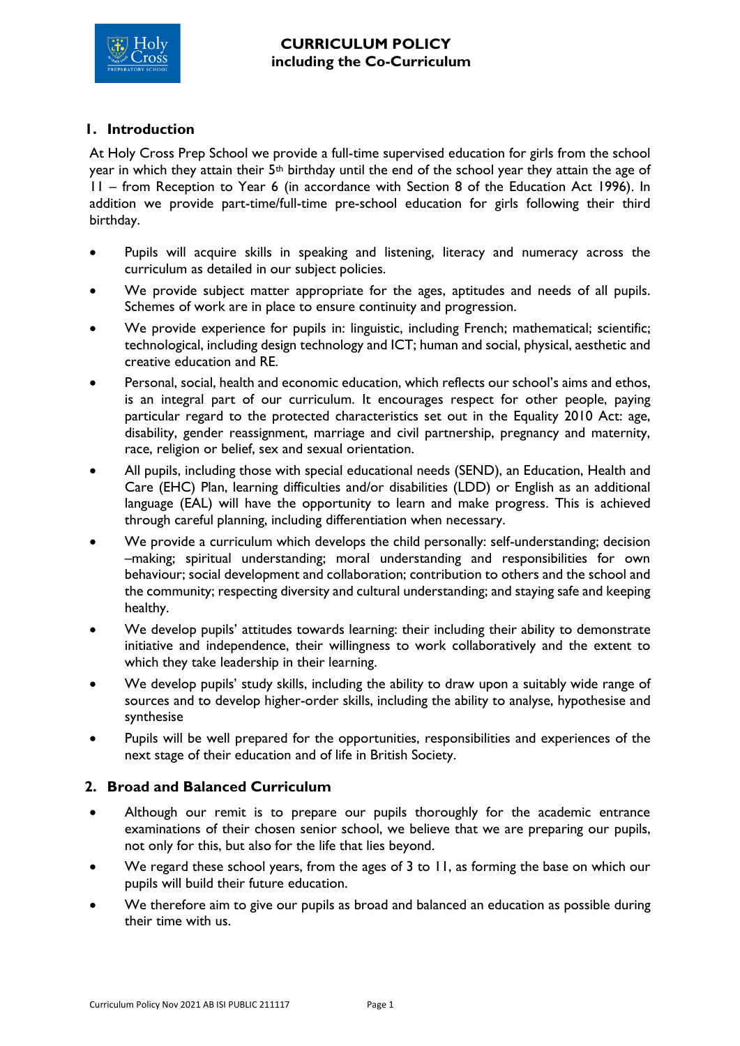# CURRICULUM POLICY
## including the Co-Curriculum

### 1. Introduction

At Holy Cross Prep School we provide a full-time supervised education for girls from the school year in which they attain their 5th birthday until the end of the school year they attain the age of 11 – from Reception to Year 6 (in accordance with Section 8 of the Education Act 1996). In addition we provide part-time/full-time pre-school education for girls following their third birthday.

- Pupils will acquire skills in speaking and listening, literacy and numeracy across the curriculum as detailed in our subject policies.
- We provide subject matter appropriate for the ages, aptitudes and needs of all pupils. Schemes of work are in place to ensure continuity and progression.
- We provide experience for pupils in: linguistic, including French; mathematical; scientific; technological, including design technology and ICT; human and social, physical, aesthetic and creative education and RE.
- Personal, social, health and economic education, which reflects our school's aims and ethos, is an integral part of our curriculum. It encourages respect for other people, paying particular regard to the protected characteristics set out in the Equality 2010 Act: age, disability, gender reassignment, marriage and civil partnership, pregnancy and maternity, race, religion or belief, sex and sexual orientation.
- All pupils, including those with special educational needs (SEND), an Education, Health and Care (EHC) Plan, learning difficulties and/or disabilities (LDD) or English as an additional language (EAL) will have the opportunity to learn and make progress. This is achieved through careful planning, including differentiation when necessary.
- We provide a curriculum which develops the child personally: self-understanding; decision –making; spiritual understanding; moral understanding and responsibilities for own behaviour; social development and collaboration; contribution to others and the school and the community; respecting diversity and cultural understanding; and staying safe and keeping healthy.
- We develop pupils' attitudes towards learning: their including their ability to demonstrate initiative and independence, their willingness to work collaboratively and the extent to which they take leadership in their learning.
- We develop pupils' study skills, including the ability to draw upon a suitably wide range of sources and to develop higher-order skills, including the ability to analyse, hypothesise and synthesise
- Pupils will be well prepared for the opportunities, responsibilities and experiences of the next stage of their education and of life in British Society.

### 2. Broad and Balanced Curriculum

- Although our remit is to prepare our pupils thoroughly for the academic entrance examinations of their chosen senior school, we believe that we are preparing our pupils, not only for this, but also for the life that lies beyond.
- We regard these school years, from the ages of 3 to 11, as forming the base on which our pupils will build their future education.
- We therefore aim to give our pupils as broad and balanced an education as possible during their time with us.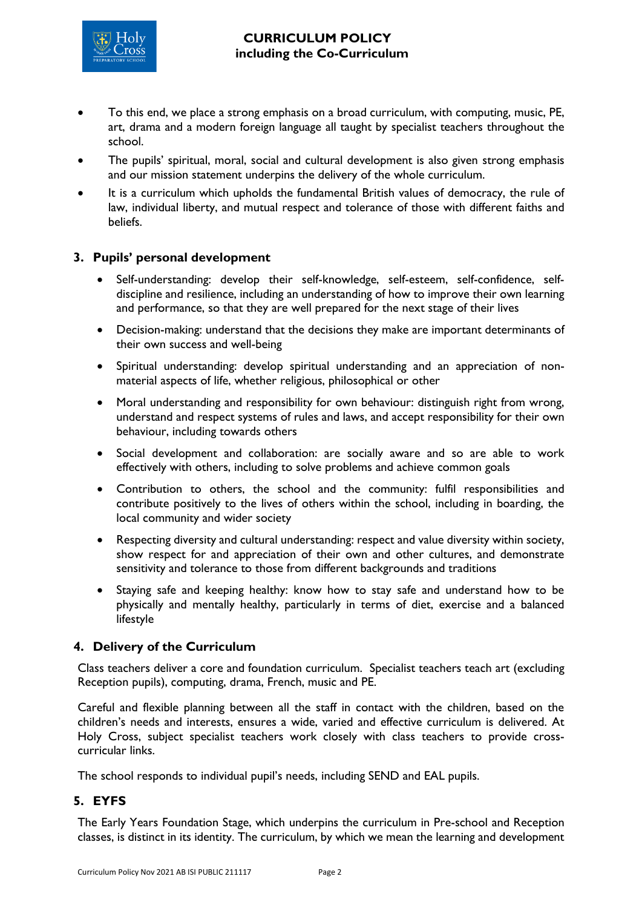- To this end, we place a strong emphasis on a broad curriculum, with computing, music, PE, art, drama and a modern foreign language all taught by specialist teachers throughout the school.
- The pupils' spiritual, moral, social and cultural development is also given strong emphasis and our mission statement underpins the delivery of the whole curriculum.
- It is a curriculum which upholds the fundamental British values of democracy, the rule of law, individual liberty, and mutual respect and tolerance of those with different faiths and beliefs.

## 3. Pupils' personal development

- Self-understanding: develop their self-knowledge, self-esteem, self-confidence, self-discipline and resilience, including an understanding of how to improve their own learning and performance, so that they are well prepared for the next stage of their lives
- Decision-making: understand that the decisions they make are important determinants of their own success and well-being
- Spiritual understanding: develop spiritual understanding and an appreciation of non-material aspects of life, whether religious, philosophical or other
- Moral understanding and responsibility for own behaviour: distinguish right from wrong, understand and respect systems of rules and laws, and accept responsibility for their own behaviour, including towards others
- Social development and collaboration: are socially aware and so are able to work effectively with others, including to solve problems and achieve common goals
- Contribution to others, the school and the community: fulfil responsibilities and contribute positively to the lives of others within the school, including in boarding, the local community and wider society
- Respecting diversity and cultural understanding: respect and value diversity within society, show respect for and appreciation of their own and other cultures, and demonstrate sensitivity and tolerance to those from different backgrounds and traditions
- Staying safe and keeping healthy: know how to stay safe and understand how to be physically and mentally healthy, particularly in terms of diet, exercise and a balanced lifestyle

## 4. Delivery of the Curriculum

Class teachers deliver a core and foundation curriculum. Specialist teachers teach art (excluding Reception pupils), computing, drama, French, music and PE.

Careful and flexible planning between all the staff in contact with the children, based on the children's needs and interests, ensures a wide, varied and effective curriculum is delivered. At Holy Cross, subject specialist teachers work closely with class teachers to provide cross-curricular links.

The school responds to individual pupil's needs, including SEND and EAL pupils.

## 5. EYFS

The Early Years Foundation Stage, which underpins the curriculum in Pre-school and Reception classes, is distinct in its identity. The curriculum, by which we mean the learning and development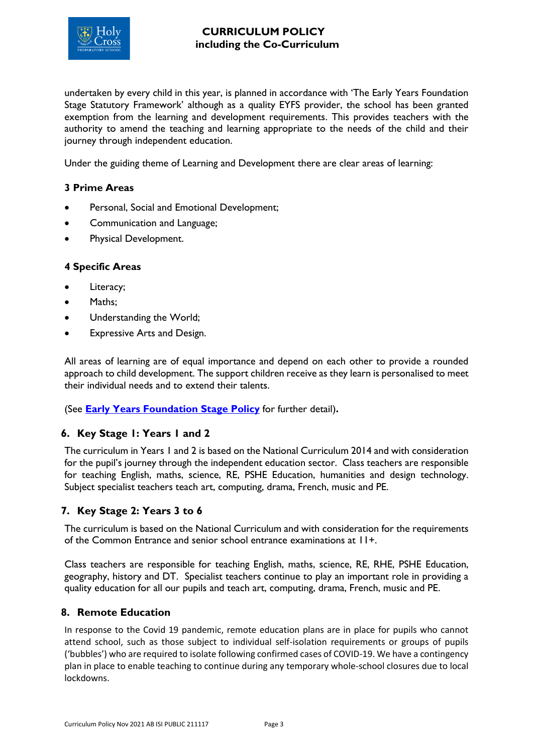undertaken by every child in this year, is planned in accordance with 'The Early Years Foundation Stage Statutory Framework' although as a quality EYFS provider, the school has been granted exemption from the learning and development requirements. This provides teachers with the authority to amend the teaching and learning appropriate to the needs of the child and their journey through independent education.

Under the guiding theme of Learning and Development there are clear areas of learning:

**3 Prime Areas**

- Personal, Social and Emotional Development;
- Communication and Language;
- Physical Development.

**4 Specific Areas**

- Literacy;
- Maths;
- Understanding the World;
- Expressive Arts and Design.

All areas of learning are of equal importance and depend on each other to provide a rounded approach to child development. The support children receive as they learn is personalised to meet their individual needs and to extend their talents.

(See **Early Years Foundation Stage Policy** for further detail)**.**

## 6. Key Stage 1: Years 1 and 2

The curriculum in Years 1 and 2 is based on the National Curriculum 2014 and with consideration for the pupil's journey through the independent education sector. Class teachers are responsible for teaching English, maths, science, RE, PSHE Education, humanities and design technology. Subject specialist teachers teach art, computing, drama, French, music and PE.

## 7. Key Stage 2: Years 3 to 6

The curriculum is based on the National Curriculum and with consideration for the requirements of the Common Entrance and senior school entrance examinations at 11+.

Class teachers are responsible for teaching English, maths, science, RE, RHE, PSHE Education, geography, history and DT. Specialist teachers continue to play an important role in providing a quality education for all our pupils and teach art, computing, drama, French, music and PE.

## 8. Remote Education

In response to the Covid 19 pandemic, remote education plans are in place for pupils who cannot attend school, such as those subject to individual self-isolation requirements or groups of pupils ('bubbles') who are required to isolate following confirmed cases of COVID-19. We have a contingency plan in place to enable teaching to continue during any temporary whole-school closures due to local lockdowns.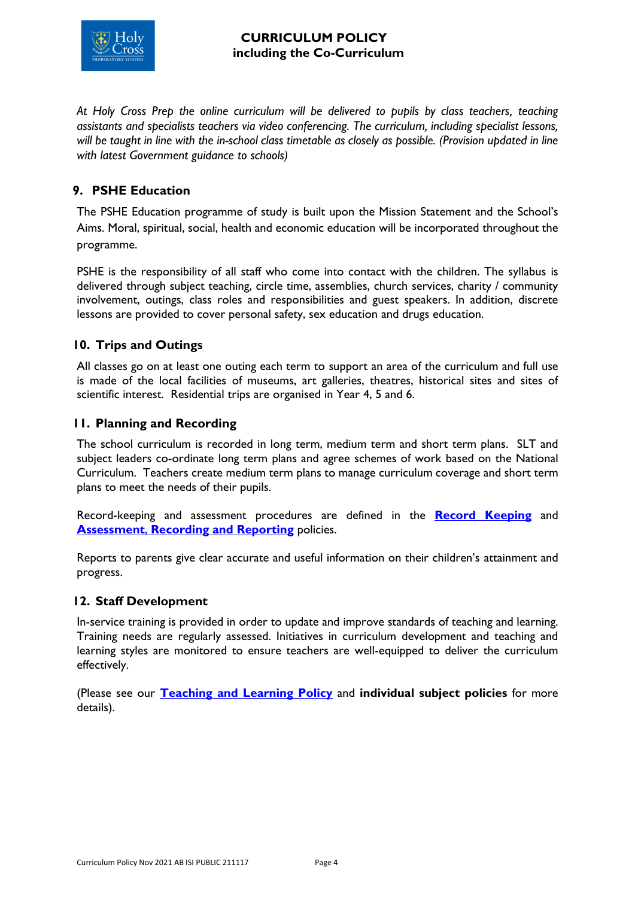*At Holy Cross Prep the online curriculum will be delivered to pupils by class teachers, teaching assistants and specialists teachers via video conferencing. The curriculum, including specialist lessons, will be taught in line with the in-school class timetable as closely as possible. (Provision updated in line with latest Government guidance to schools)*

## 9. PSHE Education

The PSHE Education programme of study is built upon the Mission Statement and the School's Aims. Moral, spiritual, social, health and economic education will be incorporated throughout the programme.

PSHE is the responsibility of all staff who come into contact with the children. The syllabus is delivered through subject teaching, circle time, assemblies, church services, charity / community involvement, outings, class roles and responsibilities and guest speakers. In addition, discrete lessons are provided to cover personal safety, sex education and drugs education.

## 10. Trips and Outings

All classes go on at least one outing each term to support an area of the curriculum and full use is made of the local facilities of museums, art galleries, theatres, historical sites and sites of scientific interest. Residential trips are organised in Year 4, 5 and 6.

## 11. Planning and Recording

The school curriculum is recorded in long term, medium term and short term plans. SLT and subject leaders co-ordinate long term plans and agree schemes of work based on the National Curriculum. Teachers create medium term plans to manage curriculum coverage and short term plans to meet the needs of their pupils.

Record-keeping and assessment procedures are defined in the **Record Keeping** and **Assessment, Recording and Reporting** policies.

Reports to parents give clear accurate and useful information on their children's attainment and progress.

## 12. Staff Development

In-service training is provided in order to update and improve standards of teaching and learning. Training needs are regularly assessed. Initiatives in curriculum development and teaching and learning styles are monitored to ensure teachers are well-equipped to deliver the curriculum effectively.

(Please see our **Teaching and Learning Policy** and **individual subject policies** for more details).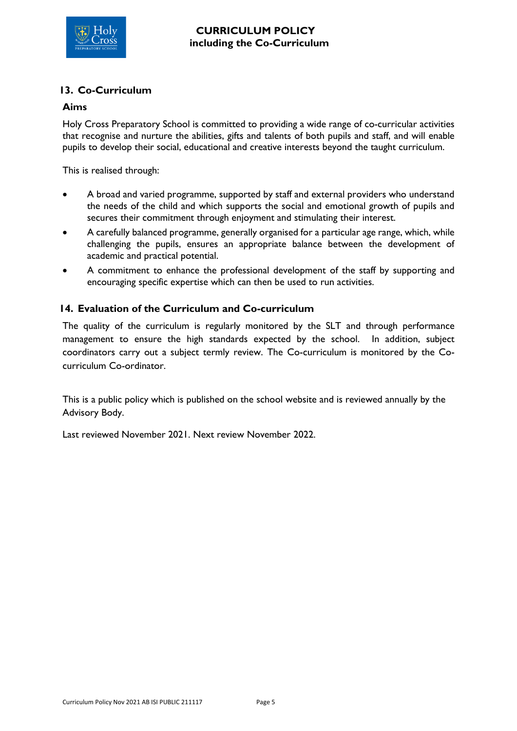## 13. Co-Curriculum

### Aims

Holy Cross Preparatory School is committed to providing a wide range of co-curricular activities that recognise and nurture the abilities, gifts and talents of both pupils and staff, and will enable pupils to develop their social, educational and creative interests beyond the taught curriculum.

This is realised through:

- A broad and varied programme, supported by staff and external providers who understand the needs of the child and which supports the social and emotional growth of pupils and secures their commitment through enjoyment and stimulating their interest.
- A carefully balanced programme, generally organised for a particular age range, which, while challenging the pupils, ensures an appropriate balance between the development of academic and practical potential.
- A commitment to enhance the professional development of the staff by supporting and encouraging specific expertise which can then be used to run activities.

## 14. Evaluation of the Curriculum and Co-curriculum

The quality of the curriculum is regularly monitored by the SLT and through performance management to ensure the high standards expected by the school. In addition, subject coordinators carry out a subject termly review. The Co-curriculum is monitored by the Co-curriculum Co-ordinator.

This is a public policy which is published on the school website and is reviewed annually by the Advisory Body.

Last reviewed November 2021. Next review November 2022.